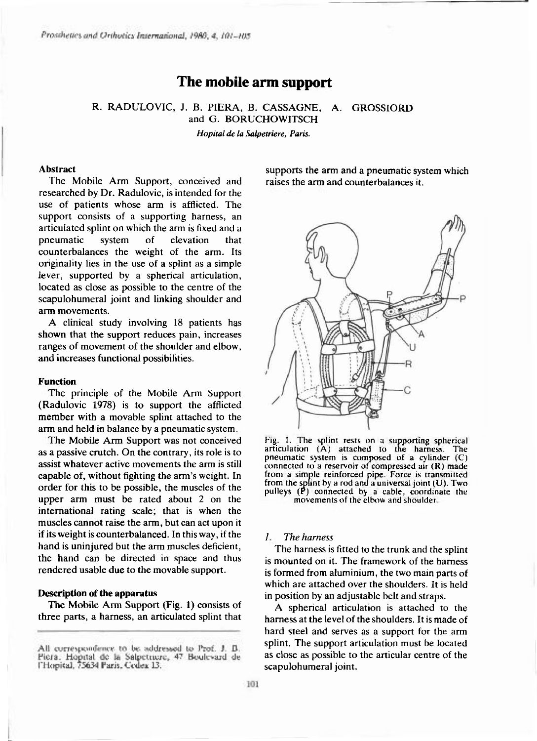# The mobile arm support

R. RADULOVIC, J. B. PIERA, B. CASSAGNE, A. GROSSIORD and G. BORUCHOWITSCH

*Hopital de la Salpetriere, Paris.*

### Abstract

The Mobile Arm Support, conceived and researched by Dr. Radulovic, is intended for the use of patients whose arm is afflicted. The support consists of a supporting harness, an articulated splint on which the arm is fixed and a pneumatic system of elevation that counterbalances the weight of the arm. Its originality lies in the use of a splint as a simple lever, supported by a spherical articulation, located as close as possible to the centre of the scapulohumeral joint and linking shoulder and arm movements.

A clinical study involving 18 patients has shown that the support reduces pain, increases ranges of movement of the shoulder and elbow, and increases functional possibilities.

### Function

The principle of the Mobile Arm Support (Radulovic 1978) is to support the afflicted member with a movable splint attached to the arm and held in balance by a pneumatic system.

The Mobile Arm Support was not conceived as a passive crutch. On the contrary, its role is to assist whatever active movements the arm is still capable of, without fighting the arm's weight. In order for this to be possible, the muscles of the upper arm must be rated about 2 on the international rating scale; that is when the muscles cannot raise the arm, but can act upon it if its weight is counterbalanced. In this way, if the hand is uninjured but the arm muscles deficient, the hand can be directed in space and thus rendered usable due to the movable support.

### Description of the apparatus

The Mobile Arm Support (Fig. 1) consists of three parts, a harness, an articulated splint that supports the arm and a pneumatic system which raises the arm and counterbalances it.

Fig. 1. The splint rests on a supporting spherical articulation (A) attached to the harness. The pneumatic system is composed of a cylinder (C) connected to a reservoir of compressed air (R) made from a simple reinforced pipe. Force is transmitted from the splint by a rod and a universal joint (U). Two pulleys (P) connected by a cable, coordinate the movements of the elbow and shoulder.

#### *1. The harness*

The harness is fitted to the trunk and the splint is mounted on it. The framework of the harness is formed from aluminium, the two main parts of which are attached over the shoulders. It is held in position by an adjustable belt and straps.

A spherical articulation is attached to the harness at the level of the shoulders. It is made of hard steel and serves as a support for the arm splint. The support articulation must be located as close as possible to the articular centre of the scapulohumeral joint.

All correspondence to be addressed to Prof. J. B. Piera, Hopital de la Salpetriere, 47 Boulevard de l'Hopital, 75634 Paris, Cedex 13.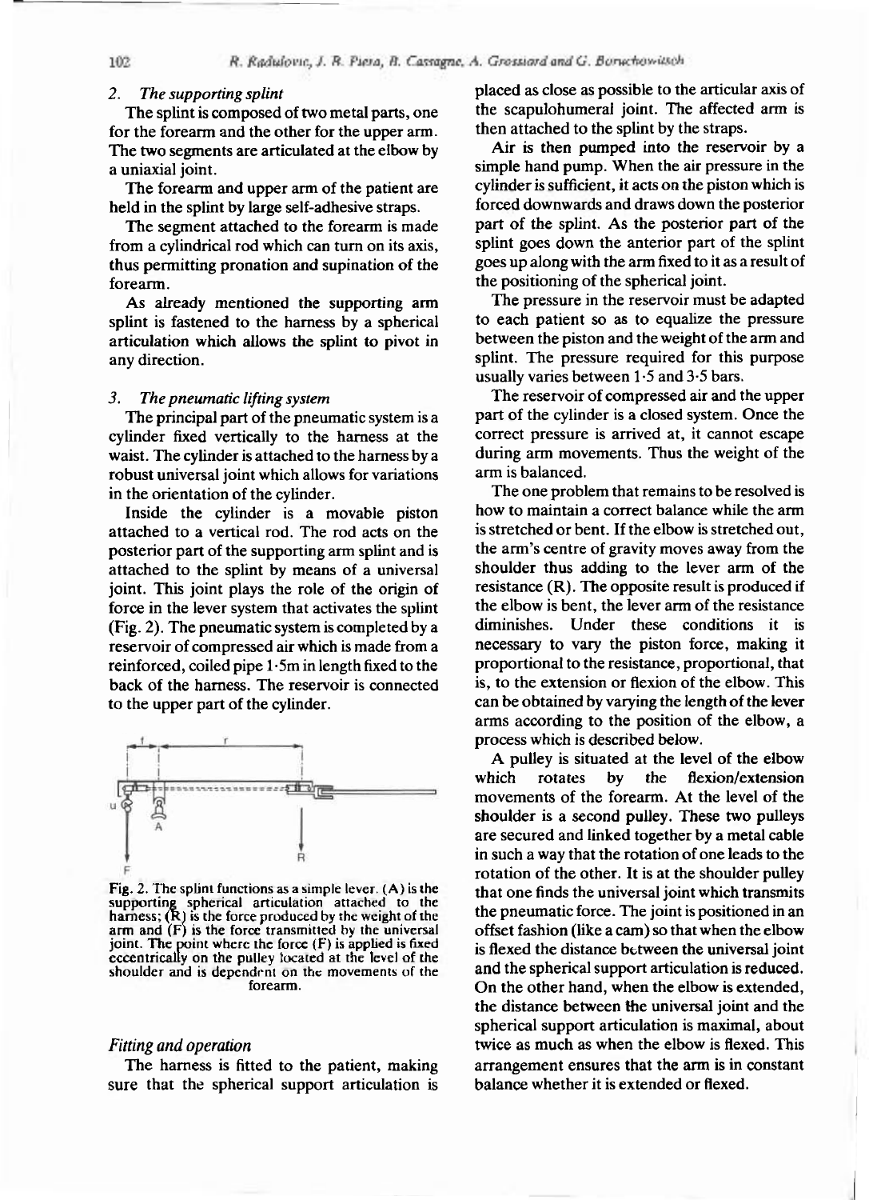### 2. *The supporting splint*

The splint is composed of two metal parts, one for the forearm and the other for the upper arm. The two segments are articulated at the elbow by a uniaxial joint.

The forearm and upper arm of the patient are held in the splint by large self-adhesive straps.

The segment attached to the forearm is made from a cylindrical rod which can turn on its axis, thus permitting pronation and supination of the forearm.

As already mentioned the supporting arm splint is fastened to the harness by a spherical articulation which allows the splint to pivot in any direction.

### 3. *The pneumatic lifting system*

The principal part of the pneumatic system is a cylinder fixed vertically to the harness at the waist. The cylinder is attached to the harness by a robust universal joint which allows for variations in the orientation of the cylinder.

Inside the cylinder is a movable piston attached to a vertical rod. The rod acts on the posterior part of the supporting arm splint and is attached to the splint by means of a universal joint. This joint plays the role of the origin of force in the lever system that activates the splint (Fig. 2). The pneumatic system is completed by a reservoir of compressed air which is made from a reinforced, coiled pipe 1·5m in length fixed to the back of the harness. The reservoir is connected to the upper part of the cylinder.

Fig. 2. The splint functions as a simple lever. (A) is the supporting spherical articulation attached to the harness; (R) is the force produced by the weight of the arm and (F) is the force transmitted by the universal joint. The point where the force (F) is applied is fixed eccentrically on the pulley located at the level of the shoulder and is dependent on the movements of the forearm.

### *Fitting and operation*

The harness is fitted to the patient, making sure that the spherical support articulation is placed as close as possible to the articular axis of the scapulohumeral joint. The affected arm is then attached to the splint by the straps.

Air is then pumped into the reservoir by a simple hand pump. When the air pressure in the cylinder is sufficient, it acts on the piston which is forced downwards and draws down the posterior part of the splint. As the posterior part of the splint goes down the anterior part of the splint goes up along with the arm fixed to it as a result of the positioning of the spherical joint.

The pressure in the reservoir must be adapted to each patient so as to equalize the pressure between the piston and the weight of the arm and splint. The pressure required for this purpose usually varies between 1·5 and 3·5 bars.

The reservoir of compressed air and the upper part of the cylinder is a closed system. Once the correct pressure is arrived at, it cannot escape during arm movements. Thus the weight of the arm is balanced.

The one problem that remains to be resolved is how to maintain a correct balance while the arm is stretched or bent. If the elbow is stretched out, the arm's centre of gravity moves away from the shoulder thus adding to the lever arm of the resistance (R). The opposite result is produced if the elbow is bent, the lever arm of the resistance diminishes. Under these conditions it is necessary to vary the piston force, making it proportional to the resistance, proportional, that is, to the extension or flexion of the elbow. This can be obtained by varying the length of the lever arms according to the position of the elbow, a process which is described below.

A pulley is situated at the level of the elbow which rotates by the flexion/extension movements of the forearm. At the level of the shoulder is a second pulley. These two pulleys are secured and linked together by a metal cable in such a way that the rotation of one leads to the rotation of the other. It is at the shoulder pulley that one finds the universal joint which transmits the pneumatic force. The joint is positioned in an offset fashion (like a cam) so that when the elbow is flexed the distance between the universal joint and the spherical support articulation is reduced. On the other hand, when the elbow is extended, the distance between the universal joint and the spherical support articulation is maximal, about twice as much as when the elbow is flexed. This arrangement ensures that the arm is in constant balance whether it is extended or flexed.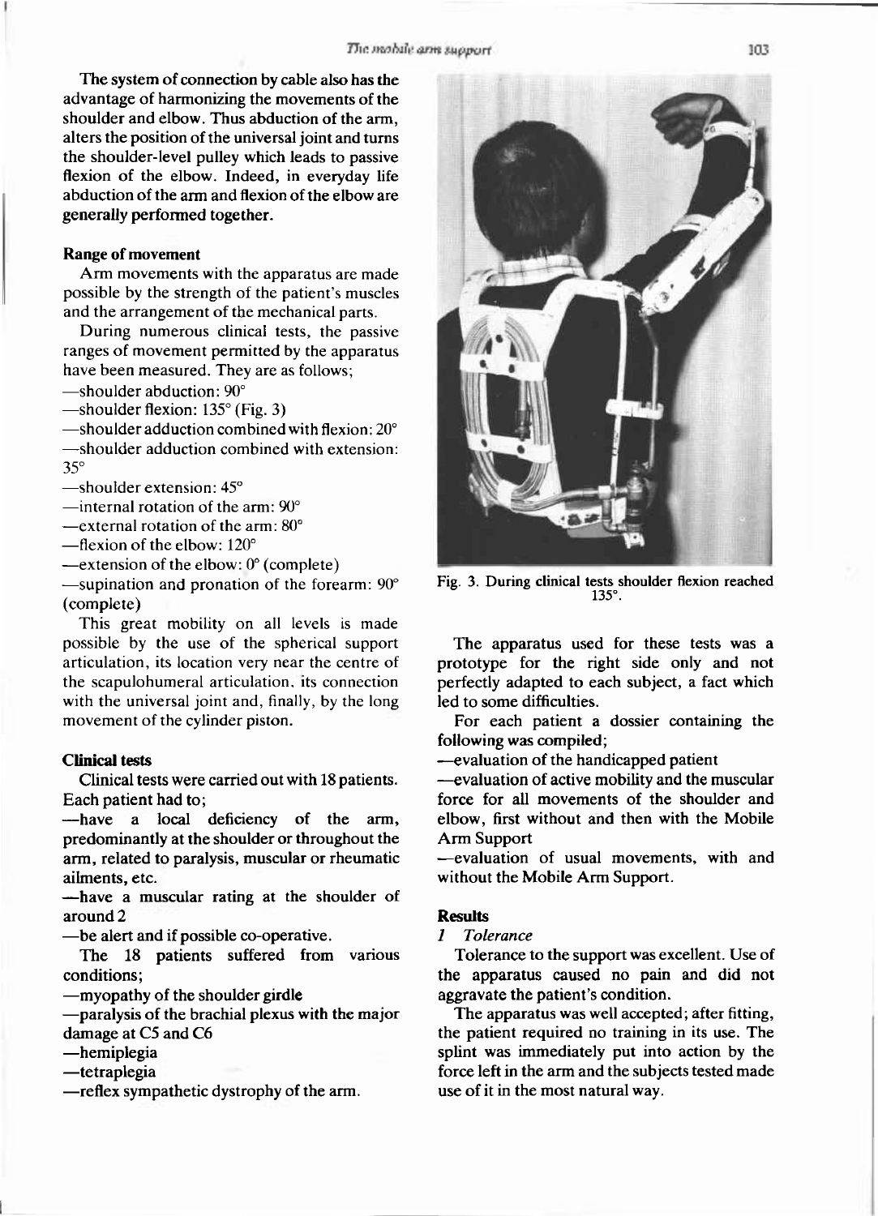The system of connection by cable also has the advantage of harmonizing the movements of the shoulder and elbow. Thus abduction of the arm, alters the position of the universal joint and turns the shoulder-level pulley which leads to passive flexion of the elbow. Indeed, in everyday life abduction of the arm and flexion of the elbow are generally performed together.

**Range of movement**

Arm movements with the apparatus are made possible by the strength of the patient's muscles and the arrangement of the mechanical parts.

During numerous clinical tests, the passive ranges of movement permitted by the apparatus have been measured. They are as follows;

—shoulder abduction: 90°
—shoulder flexion: 135° (Fig. 3)
—shoulder adduction combined with flexion: 20°
—shoulder adduction combined with extension: 35°
—shoulder extension: 45°
—internal rotation of the arm: 90°
—external rotation of the arm: 80°
—flexion of the elbow: 120°
—extension of the elbow: 0° (complete)
—supination and pronation of the forearm: 90° (complete)

This great mobility on all levels is made possible by the use of the spherical support articulation, its location very near the centre of the scapulohumeral articulation, its connection with the universal joint and, finally, by the long movement of the cylinder piston.

**Clinical tests**

Clinical tests were carried out with 18 patients. Each patient had to;

—have a local deficiency of the arm, predominantly at the shoulder or throughout the arm, related to paralysis, muscular or rheumatic ailments, etc.
—have a muscular rating at the shoulder of around 2
—be alert and if possible co-operative.

The 18 patients suffered from various conditions;

—myopathy of the shoulder girdle
—paralysis of the brachial plexus with the major damage at C5 and C6
—hemiplegia
—tetraplegia
—reflex sympathetic dystrophy of the arm.

**Fig. 3. During clinical tests shoulder flexion reached 135°.**

The apparatus used for these tests was a prototype for the right side only and not perfectly adapted to each subject, a fact which led to some difficulties.

For each patient a dossier containing the following was compiled;

—evaluation of the handicapped patient
—evaluation of active mobility and the muscular force for all movements of the shoulder and elbow, first without and then with the Mobile Arm Support
—evaluation of usual movements, with and without the Mobile Arm Support.

**Results**

*1 Tolerance*

Tolerance to the support was excellent. Use of the apparatus caused no pain and did not aggravate the patient's condition.

The apparatus was well accepted; after fitting, the patient required no training in its use. The splint was immediately put into action by the force left in the arm and the subjects tested made use of it in the most natural way.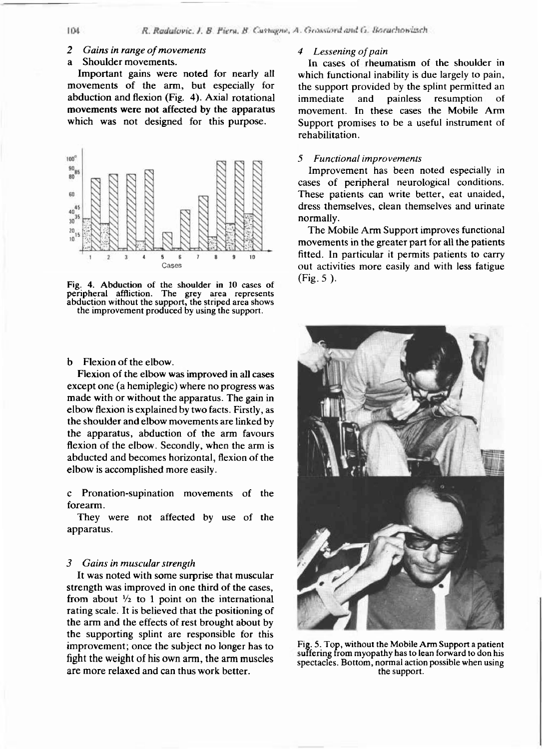## 2 *Gains in range of movements*

a Shoulder movements.

Important gains were noted for nearly all movements of the arm, but especially for abduction and flexion (Fig. 4). Axial rotational movements were not affected by the apparatus which was not designed for this purpose.

Fig. 4. Abduction of the shoulder in 10 cases of peripheral affliction. The grey area represents abduction without the support, the striped area shows the improvement produced by using the support.

b Flexion of the elbow.

Flexion of the elbow was improved in all cases except one (a hemiplegic) where no progress was made with or without the apparatus. The gain in elbow flexion is explained by two facts. Firstly, as the shoulder and elbow movements are linked by the apparatus, abduction of the arm favours flexion of the elbow. Secondly, when the arm is abducted and becomes horizontal, flexion of the elbow is accomplished more easily.

c Pronation-supination movements of the forearm.

They were not affected by use of the apparatus.

## 3 *Gains in muscular strength*

It was noted with some surprise that muscular strength was improved in one third of the cases, from about ½ to 1 point on the international rating scale. It is believed that the positioning of the arm and the effects of rest brought about by the supporting splint are responsible for this improvement; once the subject no longer has to fight the weight of his own arm, the arm muscles are more relaxed and can thus work better.

## 4 *Lessening of pain*

In cases of rheumatism of the shoulder in which functional inability is due largely to pain, the support provided by the splint permitted an immediate and painless resumption of movement. In these cases the Mobile Arm Support promises to be a useful instrument of rehabilitation.

## 5 *Functional improvements*

Improvement has been noted especially in cases of peripheral neurological conditions. These patients can write better, eat unaided, dress themselves, clean themselves and urinate normally.

The Mobile Arm Support improves functional movements in the greater part for all the patients fitted. In particular it permits patients to carry out activities more easily and with less fatigue (Fig. 5 ).

Fig. 5. Top, without the Mobile Arm Support a patient suffering from myopathy has to lean forward to don his spectacles. Bottom, normal action possible when using the support.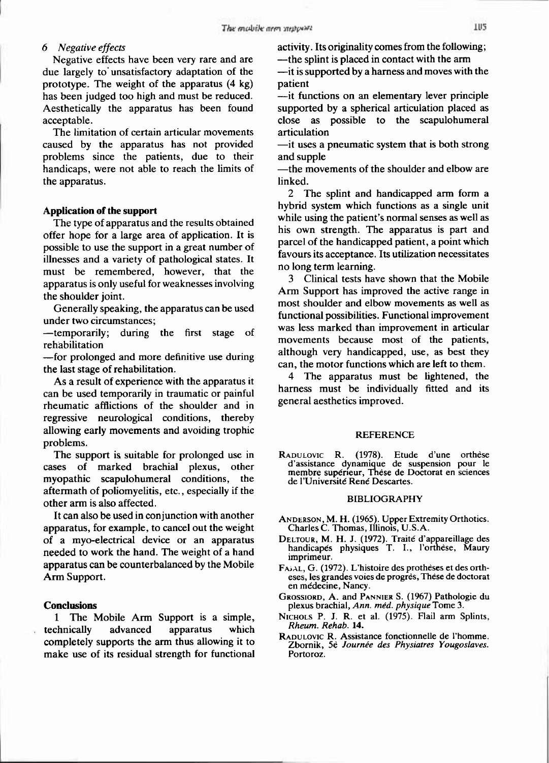### 6 *Negative effects*

Negative effects have been very rare and are due largely to unsatisfactory adaptation of the prototype. The weight of the apparatus (4 kg) has been judged too high and must be reduced. Aesthetically the apparatus has been found acceptable.

The limitation of certain articular movements caused by the apparatus has not provided problems since the patients, due to their handicaps, were not able to reach the limits of the apparatus.

## Application of the support

The type of apparatus and the results obtained offer hope for a large area of application. It is possible to use the support in a great number of illnesses and a variety of pathological states. It must be remembered, however, that the apparatus is only useful for weaknesses involving the shoulder joint.

Generally speaking, the apparatus can be used under two circumstances;

—temporarily; during the first stage of rehabilitation

—for prolonged and more definitive use during the last stage of rehabilitation.

As a result of experience with the apparatus it can be used temporarily in traumatic or painful rheumatic afflictions of the shoulder and in regressive neurological conditions, thereby allowing early movements and avoiding trophic problems.

The support is suitable for prolonged use in cases of marked brachial plexus, other myopathic scapulohumeral conditions, the aftermath of poliomyelitis, etc., especially if the other arm is also affected.

It can also be used in conjunction with another apparatus, for example, to cancel out the weight of a myo-electrical device or an apparatus needed to work the hand. The weight of a hand apparatus can be counterbalanced by the Mobile Arm Support.

## Conclusions

1 The Mobile Arm Support is a simple, technically advanced apparatus which completely supports the arm thus allowing it to make use of its residual strength for functional activity. Its originality comes from the following;

—the splint is placed in contact with the arm

—it is supported by a harness and moves with the patient

—it functions on an elementary lever principle supported by a spherical articulation placed as close as possible to the scapulohumeral articulation

—it uses a pneumatic system that is both strong and supple

—the movements of the shoulder and elbow are linked.

2 The splint and handicapped arm form a hybrid system which functions as a single unit while using the patient's normal senses as well as his own strength. The apparatus is part and parcel of the handicapped patient, a point which favours its acceptance. Its utilization necessitates no long term learning.

3 Clinical tests have shown that the Mobile Arm Support has improved the active range in most shoulder and elbow movements as well as functional possibilities. Functional improvement was less marked than improvement in articular movements because most of the patients, although very handicapped, use, as best they can, the motor functions which are left to them.

4 The apparatus must be lightened, the harness must be individually fitted and its general aesthetics improved.

## REFERENCE

Radulovic R. (1978). Etude d'une orthèse d'assistance dynamique de suspension pour le membre supérieur, Thèse de Doctorat en sciences de l'Université René Descartes.

## BIBLIOGRAPHY

Anderson, M. H. (1965). Upper Extremity Orthotics. Charles C. Thomas, Illinois, U.S.A.

Deltour, M. H. J. (1972). Traité d'appareillage des handicapés physiques T. I., l'orthèse, Maury imprimeur.

Fajal, G. (1972). L'histoire des prothèses et des orthèses, les grandes voies de progrès, Thèse de doctorat en médecine, Nancy.

Grossiord, A. and Pannier S. (1967) Pathologie du plexus brachial, *Ann. méd. physique* Tome 3.

Nichols P. J. R. et al. (1975). Flail arm Splints, *Rheum. Rehab.* **14.**

Radulovic R. Assistance fonctionnelle de l'homme. Zbornik, 5è *Journée des Physiatres Yougoslaves.* Portoroz.